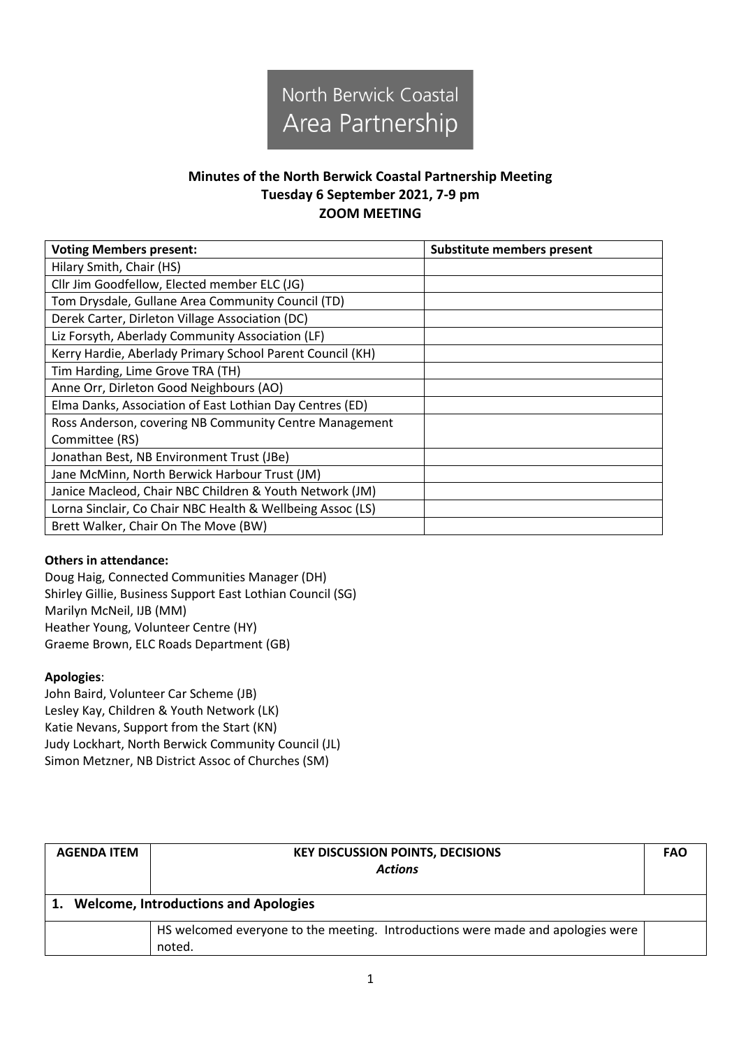North Berwick Coastal
Area Partnership

**Minutes of the North Berwick Coastal Partnership Meeting**
**Tuesday 6 September 2021, 7-9 pm**
**ZOOM MEETING**

| Voting Members present: | Substitute members present |
|---|---|
| Hilary Smith, Chair (HS) | |
| Cllr Jim Goodfellow, Elected member ELC (JG) | |
| Tom Drysdale, Gullane Area Community Council (TD) | |
| Derek Carter, Dirleton Village Association (DC) | |
| Liz Forsyth, Aberlady Community Association (LF) | |
| Kerry Hardie, Aberlady Primary School Parent Council (KH) | |
| Tim Harding, Lime Grove TRA (TH) | |
| Anne Orr, Dirleton Good Neighbours (AO) | |
| Elma Danks, Association of East Lothian Day Centres (ED) | |
| Ross Anderson, covering NB Community Centre Management Committee (RS) | |
| Jonathan Best, NB Environment Trust (JBe) | |
| Jane McMinn, North Berwick Harbour Trust (JM) | |
| Janice Macleod, Chair NBC Children & Youth Network (JM) | |
| Lorna Sinclair, Co Chair NBC Health & Wellbeing Assoc (LS) | |
| Brett Walker, Chair On The Move (BW) | |

**Others in attendance:**
Doug Haig, Connected Communities Manager (DH)
Shirley Gillie, Business Support East Lothian Council (SG)
Marilyn McNeil, IJB (MM)
Heather Young, Volunteer Centre (HY)
Graeme Brown, ELC Roads Department (GB)

**Apologies**:
John Baird, Volunteer Car Scheme (JB)
Lesley Kay, Children & Youth Network (LK)
Katie Nevans, Support from the Start (KN)
Judy Lockhart, North Berwick Community Council (JL)
Simon Metzner, NB District Assoc of Churches (SM)

| AGENDA ITEM | KEY DISCUSSION POINTS, DECISIONS *Actions* | FAO |
|---|---|---|
| **1. Welcome, Introductions and Apologies** | | |
| | HS welcomed everyone to the meeting. Introductions were made and apologies were noted. | |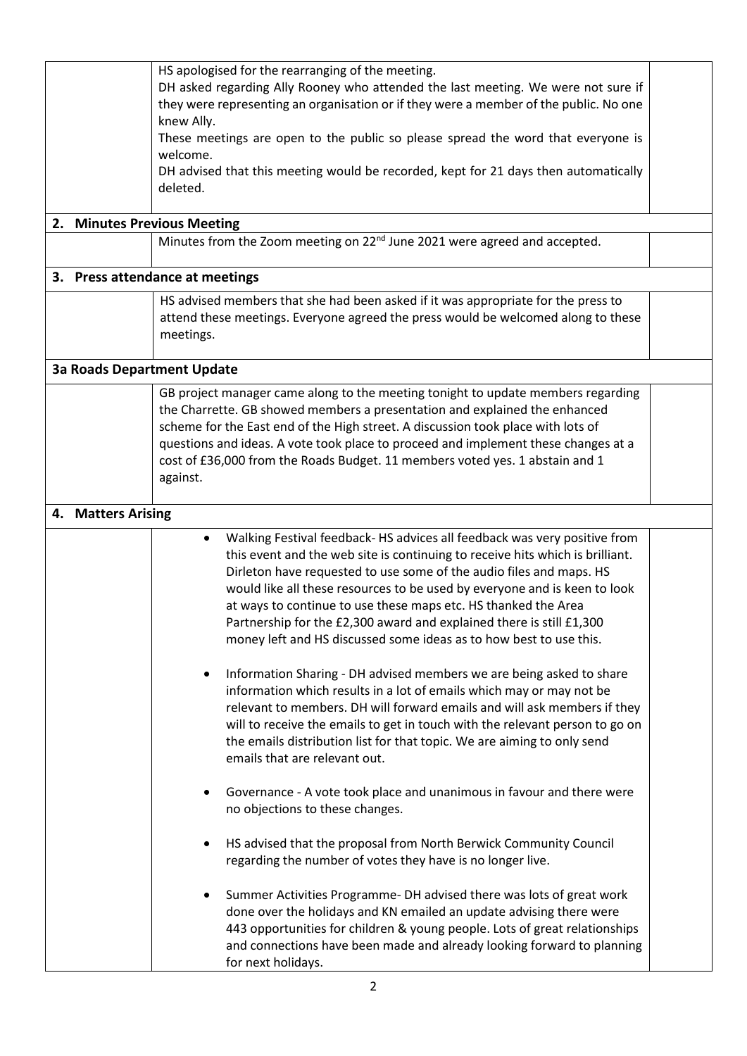HS apologised for the rearranging of the meeting.

DH asked regarding Ally Rooney who attended the last meeting. We were not sure if they were representing an organisation or if they were a member of the public. No one knew Ally.

These meetings are open to the public so please spread the word that everyone is welcome.

DH advised that this meeting would be recorded, kept for 21 days then automatically deleted.

## 2. Minutes Previous Meeting

Minutes from the Zoom meeting on 22nd June 2021 were agreed and accepted.

## 3. Press attendance at meetings

HS advised members that she had been asked if it was appropriate for the press to attend these meetings. Everyone agreed the press would be welcomed along to these meetings.

## 3a Roads Department Update

GB project manager came along to the meeting tonight to update members regarding the Charrette. GB showed members a presentation and explained the enhanced scheme for the East end of the High street. A discussion took place with lots of questions and ideas. A vote took place to proceed and implement these changes at a cost of £36,000 from the Roads Budget. 11 members voted yes. 1 abstain and 1 against.

## 4. Matters Arising

- Walking Festival feedback- HS advices all feedback was very positive from this event and the web site is continuing to receive hits which is brilliant. Dirleton have requested to use some of the audio files and maps. HS would like all these resources to be used by everyone and is keen to look at ways to continue to use these maps etc. HS thanked the Area Partnership for the £2,300 award and explained there is still £1,300 money left and HS discussed some ideas as to how best to use this.

- Information Sharing - DH advised members we are being asked to share information which results in a lot of emails which may or may not be relevant to members. DH will forward emails and will ask members if they will to receive the emails to get in touch with the relevant person to go on the emails distribution list for that topic. We are aiming to only send emails that are relevant out.

- Governance - A vote took place and unanimous in favour and there were no objections to these changes.

- HS advised that the proposal from North Berwick Community Council regarding the number of votes they have is no longer live.

- Summer Activities Programme- DH advised there was lots of great work done over the holidays and KN emailed an update advising there were 443 opportunities for children & young people. Lots of great relationships and connections have been made and already looking forward to planning for next holidays.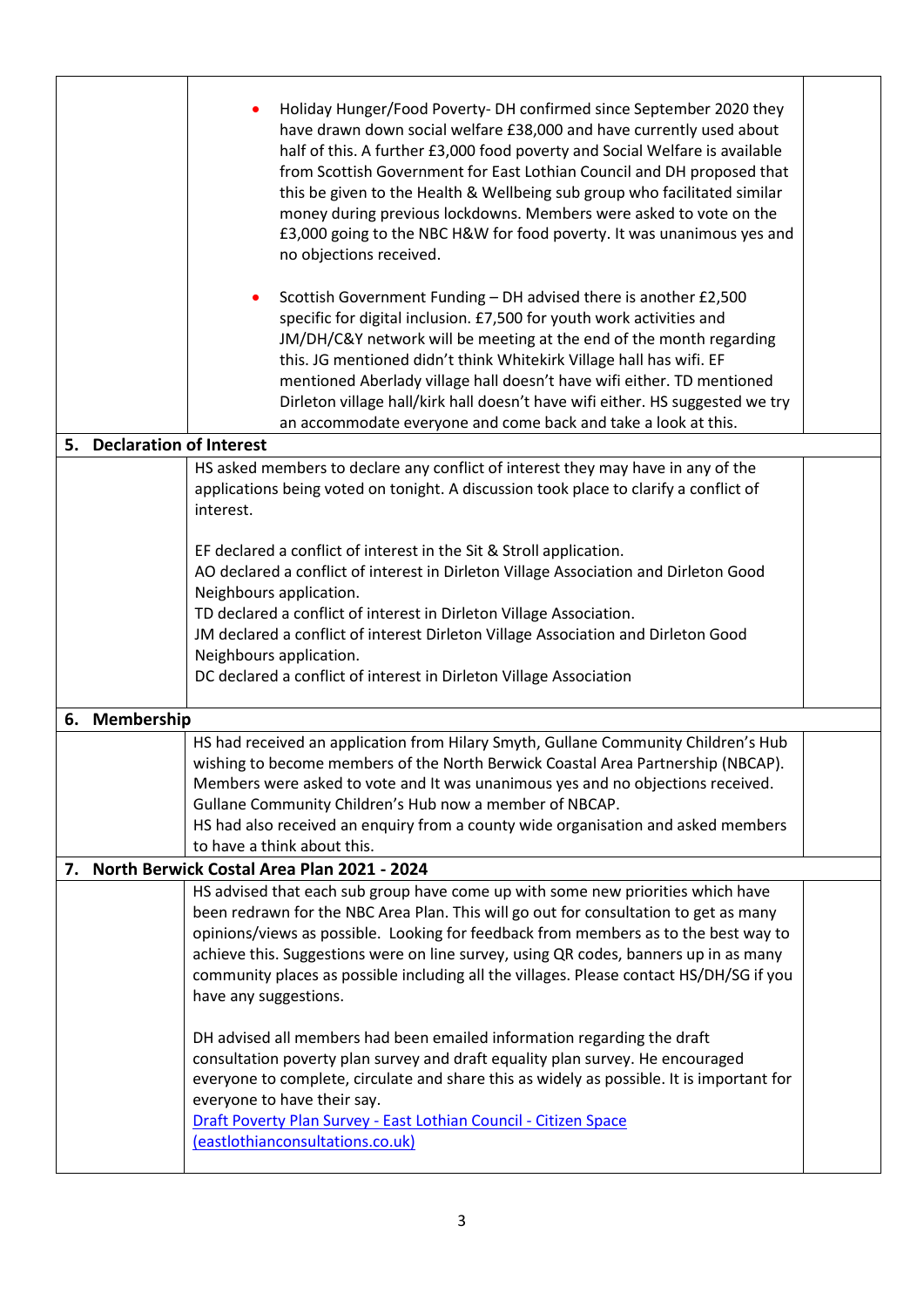- Holiday Hunger/Food Poverty- DH confirmed since September 2020 they have drawn down social welfare £38,000 and have currently used about half of this. A further £3,000 food poverty and Social Welfare is available from Scottish Government for East Lothian Council and DH proposed that this be given to the Health & Wellbeing sub group who facilitated similar money during previous lockdowns. Members were asked to vote on the £3,000 going to the NBC H&W for food poverty. It was unanimous yes and no objections received.

- Scottish Government Funding – DH advised there is another £2,500 specific for digital inclusion. £7,500 for youth work activities and JM/DH/C&Y network will be meeting at the end of the month regarding this. JG mentioned didn't think Whitekirk Village hall has wifi. EF mentioned Aberlady village hall doesn't have wifi either. TD mentioned Dirleton village hall/kirk hall doesn't have wifi either. HS suggested we try an accommodate everyone and come back and take a look at this.

## 5. Declaration of Interest

HS asked members to declare any conflict of interest they may have in any of the applications being voted on tonight. A discussion took place to clarify a conflict of interest.

EF declared a conflict of interest in the Sit & Stroll application.
AO declared a conflict of interest in Dirleton Village Association and Dirleton Good Neighbours application.
TD declared a conflict of interest in Dirleton Village Association.
JM declared a conflict of interest Dirleton Village Association and Dirleton Good Neighbours application.
DC declared a conflict of interest in Dirleton Village Association

## 6. Membership

HS had received an application from Hilary Smyth, Gullane Community Children's Hub wishing to become members of the North Berwick Coastal Area Partnership (NBCAP). Members were asked to vote and It was unanimous yes and no objections received. Gullane Community Children's Hub now a member of NBCAP.
HS had also received an enquiry from a county wide organisation and asked members to have a think about this.

## 7. North Berwick Costal Area Plan 2021 - 2024

HS advised that each sub group have come up with some new priorities which have been redrawn for the NBC Area Plan. This will go out for consultation to get as many opinions/views as possible. Looking for feedback from members as to the best way to achieve this. Suggestions were on line survey, using QR codes, banners up in as many community places as possible including all the villages. Please contact HS/DH/SG if you have any suggestions.

DH advised all members had been emailed information regarding the draft consultation poverty plan survey and draft equality plan survey. He encouraged everyone to complete, circulate and share this as widely as possible. It is important for everyone to have their say.
[Draft Poverty Plan Survey - East Lothian Council - Citizen Space (eastlothianconsultations.co.uk)]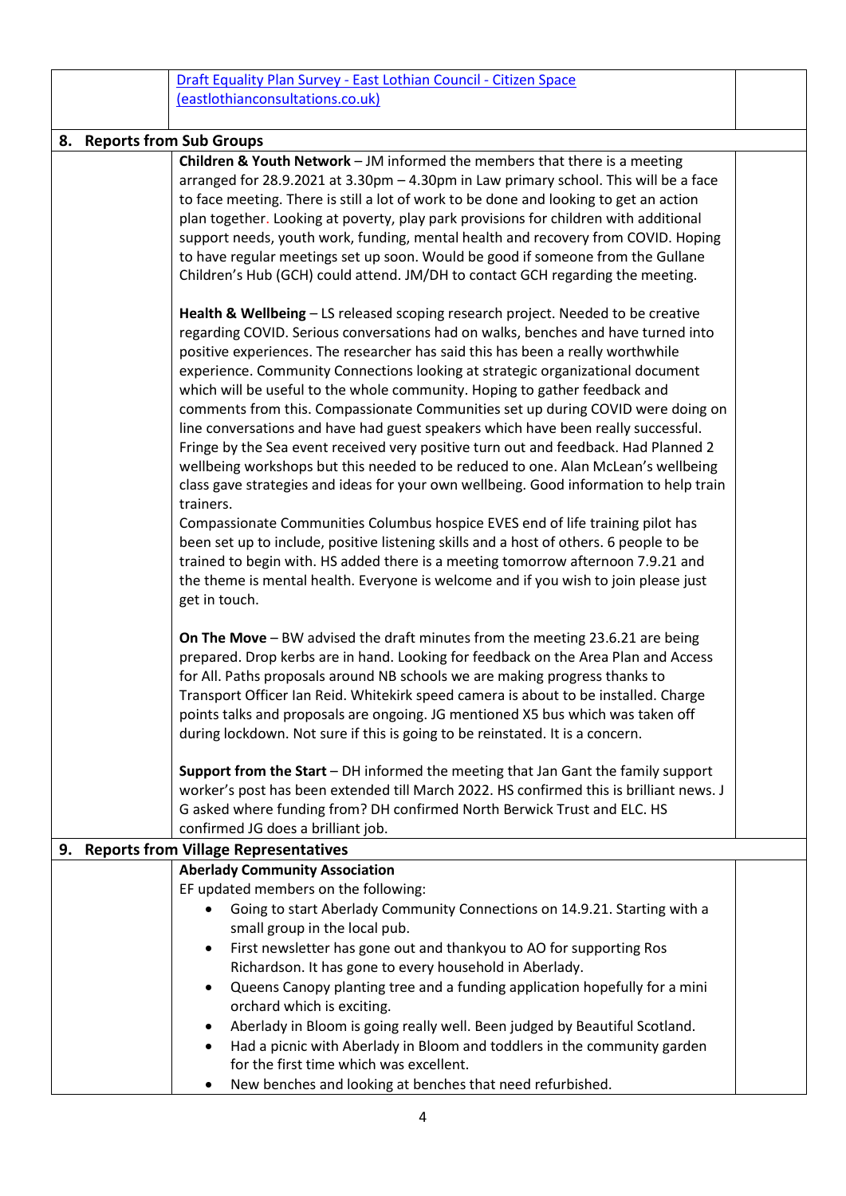| | | |
|---|---|---|
| | [Draft Equality Plan Survey - East Lothian Council - Citizen Space (eastlothianconsultations.co.uk)]() | |

## 8. Reports from Sub Groups

**Children & Youth Network** – JM informed the members that there is a meeting arranged for 28.9.2021 at 3.30pm – 4.30pm in Law primary school. This will be a face to face meeting. There is still a lot of work to be done and looking to get an action plan together. Looking at poverty, play park provisions for children with additional support needs, youth work, funding, mental health and recovery from COVID. Hoping to have regular meetings set up soon. Would be good if someone from the Gullane Children's Hub (GCH) could attend. JM/DH to contact GCH regarding the meeting.

**Health & Wellbeing** – LS released scoping research project. Needed to be creative regarding COVID. Serious conversations had on walks, benches and have turned into positive experiences. The researcher has said this has been a really worthwhile experience. Community Connections looking at strategic organizational document which will be useful to the whole community. Hoping to gather feedback and comments from this. Compassionate Communities set up during COVID were doing on line conversations and have had guest speakers which have been really successful. Fringe by the Sea event received very positive turn out and feedback. Had Planned 2 wellbeing workshops but this needed to be reduced to one. Alan McLean's wellbeing class gave strategies and ideas for your own wellbeing. Good information to help train trainers.
Compassionate Communities Columbus hospice EVES end of life training pilot has been set up to include, positive listening skills and a host of others. 6 people to be trained to begin with. HS added there is a meeting tomorrow afternoon 7.9.21 and the theme is mental health. Everyone is welcome and if you wish to join please just get in touch.

**On The Move** – BW advised the draft minutes from the meeting 23.6.21 are being prepared. Drop kerbs are in hand. Looking for feedback on the Area Plan and Access for All. Paths proposals around NB schools we are making progress thanks to Transport Officer Ian Reid. Whitekirk speed camera is about to be installed. Charge points talks and proposals are ongoing. JG mentioned X5 bus which was taken off during lockdown. Not sure if this is going to be reinstated. It is a concern.

**Support from the Start** – DH informed the meeting that Jan Gant the family support worker's post has been extended till March 2022. HS confirmed this is brilliant news. J G asked where funding from? DH confirmed North Berwick Trust and ELC. HS confirmed JG does a brilliant job.

## 9. Reports from Village Representatives

**Aberlady Community Association**

EF updated members on the following:

- Going to start Aberlady Community Connections on 14.9.21. Starting with a small group in the local pub.
- First newsletter has gone out and thankyou to AO for supporting Ros Richardson. It has gone to every household in Aberlady.
- Queens Canopy planting tree and a funding application hopefully for a mini orchard which is exciting.
- Aberlady in Bloom is going really well. Been judged by Beautiful Scotland.
- Had a picnic with Aberlady in Bloom and toddlers in the community garden for the first time which was excellent.
- New benches and looking at benches that need refurbished.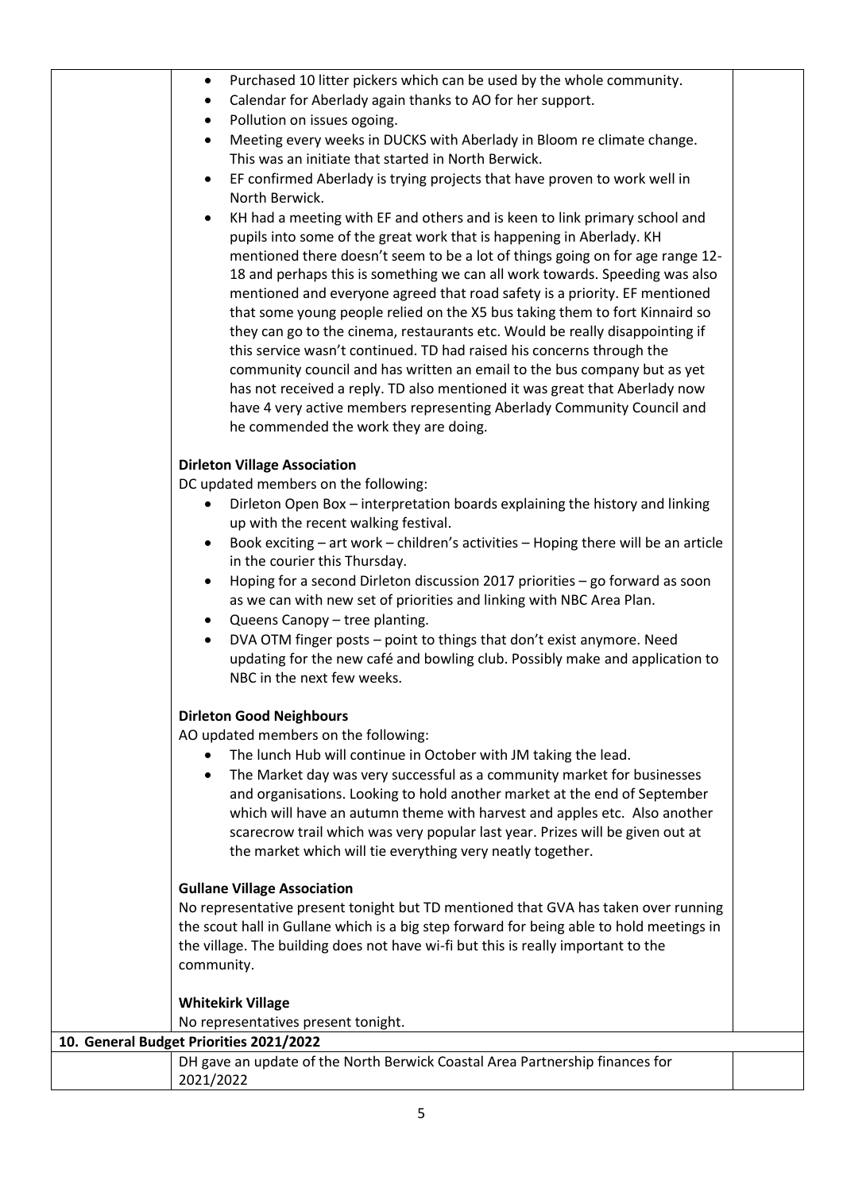- Purchased 10 litter pickers which can be used by the whole community.
- Calendar for Aberlady again thanks to AO for her support.
- Pollution on issues ogoing.
- Meeting every weeks in DUCKS with Aberlady in Bloom re climate change. This was an initiate that started in North Berwick.
- EF confirmed Aberlady is trying projects that have proven to work well in North Berwick.
- KH had a meeting with EF and others and is keen to link primary school and pupils into some of the great work that is happening in Aberlady. KH mentioned there doesn't seem to be a lot of things going on for age range 12-18 and perhaps this is something we can all work towards. Speeding was also mentioned and everyone agreed that road safety is a priority. EF mentioned that some young people relied on the X5 bus taking them to fort Kinnaird so they can go to the cinema, restaurants etc. Would be really disappointing if this service wasn't continued. TD had raised his concerns through the community council and has written an email to the bus company but as yet has not received a reply. TD also mentioned it was great that Aberlady now have 4 very active members representing Aberlady Community Council and he commended the work they are doing.

**Dirleton Village Association**

DC updated members on the following:

- Dirleton Open Box – interpretation boards explaining the history and linking up with the recent walking festival.
- Book exciting – art work – children's activities – Hoping there will be an article in the courier this Thursday.
- Hoping for a second Dirleton discussion 2017 priorities – go forward as soon as we can with new set of priorities and linking with NBC Area Plan.
- Queens Canopy – tree planting.
- DVA OTM finger posts – point to things that don't exist anymore. Need updating for the new café and bowling club. Possibly make and application to NBC in the next few weeks.

**Dirleton Good Neighbours**

AO updated members on the following:

- The lunch Hub will continue in October with JM taking the lead.
- The Market day was very successful as a community market for businesses and organisations. Looking to hold another market at the end of September which will have an autumn theme with harvest and apples etc. Also another scarecrow trail which was very popular last year. Prizes will be given out at the market which will tie everything very neatly together.

**Gullane Village Association**

No representative present tonight but TD mentioned that GVA has taken over running the scout hall in Gullane which is a big step forward for being able to hold meetings in the village. The building does not have wi-fi but this is really important to the community.

**Whitekirk Village**

No representatives present tonight.

**10. General Budget Priorities 2021/2022**

DH gave an update of the North Berwick Coastal Area Partnership finances for 2021/2022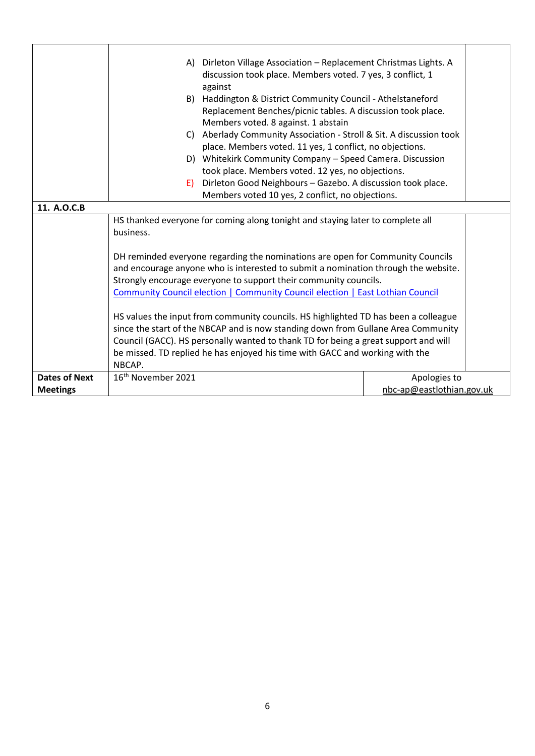| | | |
|---|---|---|
| | A) Dirleton Village Association – Replacement Christmas Lights. A discussion took place. Members voted. 7 yes, 3 conflict, 1 against<br>B) Haddington & District Community Council - Athelstaneford Replacement Benches/picnic tables. A discussion took place. Members voted. 8 against. 1 abstain<br>C) Aberlady Community Association - Stroll & Sit. A discussion took place. Members voted. 11 yes, 1 conflict, no objections.<br>D) Whitekirk Community Company – Speed Camera. Discussion took place. Members voted. 12 yes, no objections.<br>E) Dirleton Good Neighbours – Gazebo. A discussion took place. Members voted 10 yes, 2 conflict, no objections. | |
| **11. A.O.C.B** | | |
| | HS thanked everyone for coming along tonight and staying later to complete all business.<br><br>DH reminded everyone regarding the nominations are open for Community Councils and encourage anyone who is interested to submit a nomination through the website. Strongly encourage everyone to support their community councils.<br>[Community Council election \| Community Council election \| East Lothian Council]()<br><br>HS values the input from community councils. HS highlighted TD has been a colleague since the start of the NBCAP and is now standing down from Gullane Area Community Council (GACC). HS personally wanted to thank TD for being a great support and will be missed. TD replied he has enjoyed his time with GACC and working with the NBCAP. | |
| **Dates of Next Meetings** | 16th November 2021 | Apologies to nbc-ap@eastlothian.gov.uk |